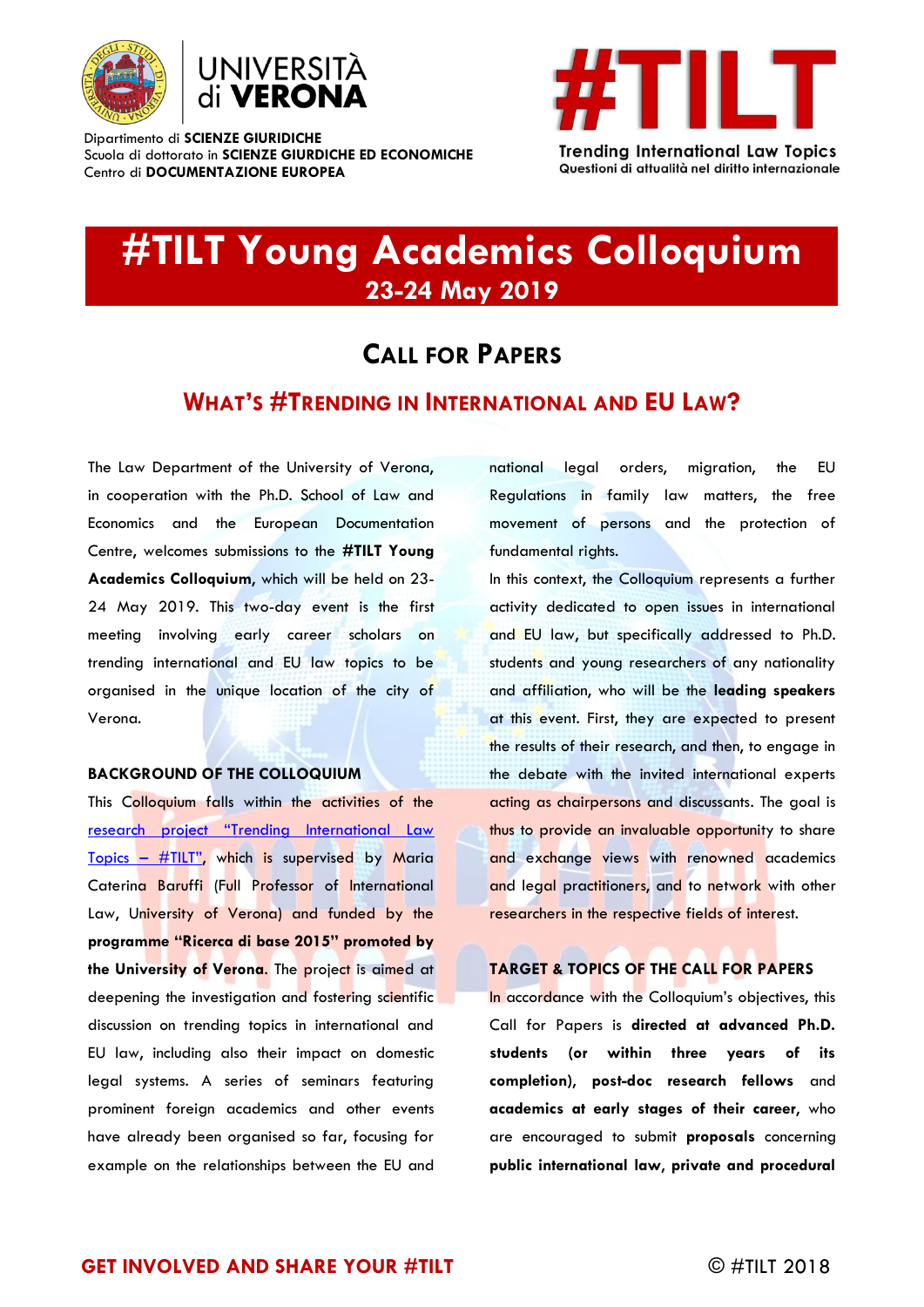UNIVERSITÀ di VERONA

Dipartimento di **SCIENZE GIURIDICHE**
Scuola di dottorato in **SCIENZE GIURDICHE ED ECONOMICHE**
Centro di **DOCUMENTAZIONE EUROPEA**

#TILT
Trending International Law Topics
Questioni di attualità nel diritto internazionale

# #TILT Young Academics Colloquium
## 23-24 May 2019

## CALL FOR PAPERS

## WHAT'S #TRENDING IN INTERNATIONAL AND EU LAW?

The Law Department of the University of Verona, in cooperation with the Ph.D. School of Law and Economics and the European Documentation Centre, welcomes submissions to the **#TILT Young Academics Colloquium**, which will be held on 23-24 May 2019. This two-day event is the first meeting involving early career scholars on trending international and EU law topics to be organised in the unique location of the city of Verona.

### BACKGROUND OF THE COLLOQUIUM

This Colloquium falls within the activities of the research project "Trending International Law Topics – #TILT", which is supervised by Maria Caterina Baruffi (Full Professor of International Law, University of Verona) and funded by the **programme "Ricerca di base 2015" promoted by the University of Verona**. The project is aimed at deepening the investigation and fostering scientific discussion on trending topics in international and EU law, including also their impact on domestic legal systems. A series of seminars featuring prominent foreign academics and other events have already been organised so far, focusing for example on the relationships between the EU and national legal orders, migration, the EU Regulations in family law matters, the free movement of persons and the protection of fundamental rights.

In this context, the Colloquium represents a further activity dedicated to open issues in international and EU law, but specifically addressed to Ph.D. students and young researchers of any nationality and affiliation, who will be the **leading speakers** at this event. First, they are expected to present the results of their research, and then, to engage in the debate with the invited international experts acting as chairpersons and discussants. The goal is thus to provide an invaluable opportunity to share and exchange views with renowned academics and legal practitioners, and to network with other researchers in the respective fields of interest.

### TARGET & TOPICS OF THE CALL FOR PAPERS

In accordance with the Colloquium's objectives, this Call for Papers is **directed at advanced Ph.D. students (or within three years of its completion)**, **post-doc research fellows** and **academics at early stages of their career**, who are encouraged to submit **proposals** concerning **public international law, private and procedural**

GET INVOLVED AND SHARE YOUR #TILT

© #TILT 2018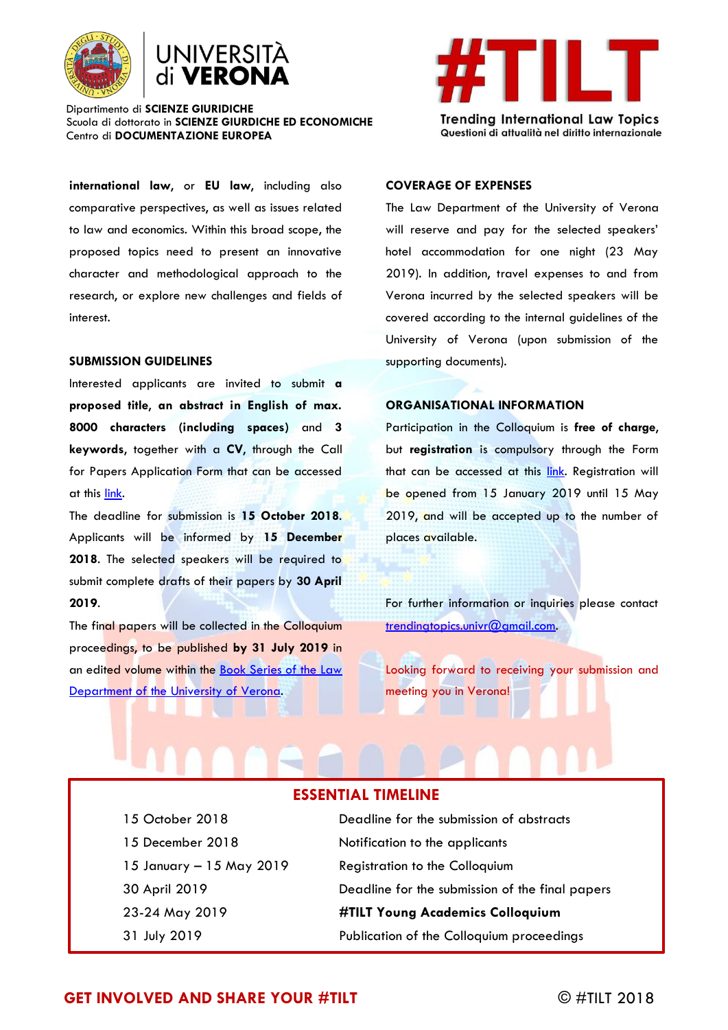Dipartimento di **SCIENZE GIURIDICHE**
Scuola di dottorato in **SCIENZE GIURDICHE ED ECONOMICHE**
Centro di **DOCUMENTAZIONE EUROPEA**

**#TILT**
**Trending International Law Topics**
**Questioni di attualità nel diritto internazionale**

**international law,** or **EU law,** including also comparative perspectives, as well as issues related to law and economics. Within this broad scope, the proposed topics need to present an innovative character and methodological approach to the research, or explore new challenges and fields of interest.

## SUBMISSION GUIDELINES

Interested applicants are invited to submit **a proposed title, an abstract in English of max. 8000 characters (including spaces)** and **3 keywords,** together with a **CV,** through the Call for Papers Application Form that can be accessed at this link.

The deadline for submission is **15 October 2018**. Applicants will be informed by **15 December 2018.** The selected speakers will be required to submit complete drafts of their papers by **30 April 2019.**

The final papers will be collected in the Colloquium proceedings, to be published **by 31 July 2019** in an edited volume within the Book Series of the Law Department of the University of Verona.

## COVERAGE OF EXPENSES

The Law Department of the University of Verona will reserve and pay for the selected speakers' hotel accommodation for one night (23 May 2019). In addition, travel expenses to and from Verona incurred by the selected speakers will be covered according to the internal guidelines of the University of Verona (upon submission of the supporting documents).

## ORGANISATIONAL INFORMATION

Participation in the Colloquium is **free of charge,** but **registration** is compulsory through the Form that can be accessed at this link. Registration will be opened from 15 January 2019 until 15 May 2019, and will be accepted up to the number of places available.

For further information or inquiries please contact trendingtopics.univr@gmail.com.

Looking forward to receiving your submission and meeting you in Verona!

## ESSENTIAL TIMELINE

| | |
|---|---|
| 15 October 2018 | Deadline for the submission of abstracts |
| 15 December 2018 | Notification to the applicants |
| 15 January – 15 May 2019 | Registration to the Colloquium |
| 30 April 2019 | Deadline for the submission of the final papers |
| 23-24 May 2019 | **#TILT Young Academics Colloquium** |
| 31 July 2019 | Publication of the Colloquium proceedings |

**GET INVOLVED AND SHARE YOUR #TILT**

© #TILT 2018